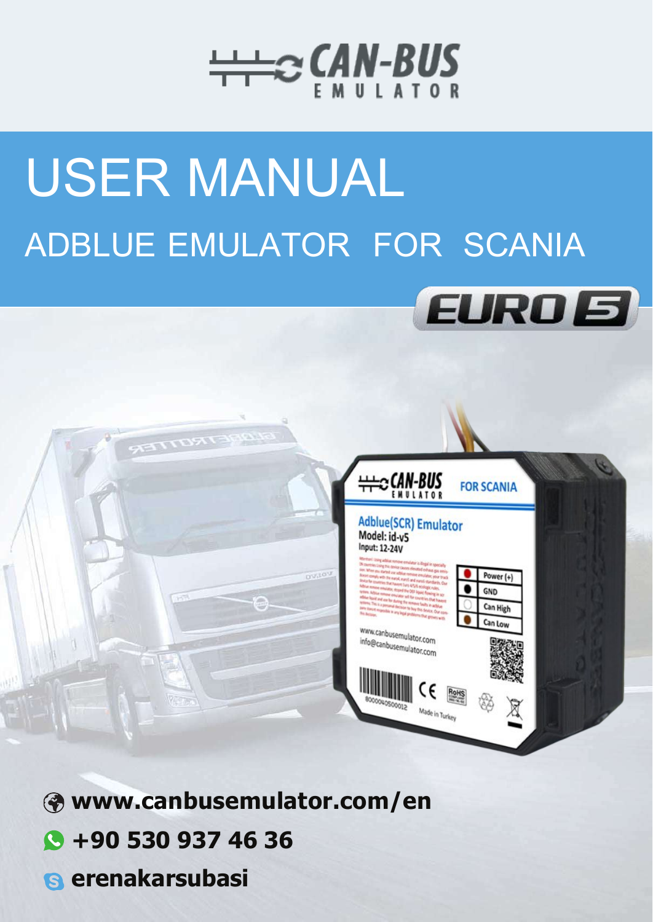CAN-BUS EMULATOR

# USER MANUAL

## ADBLUE EMULATOR FOR SCANIA

EURO 5

www.canbusemulator.com/en

+90 530 937 46 36

erenakarsubasi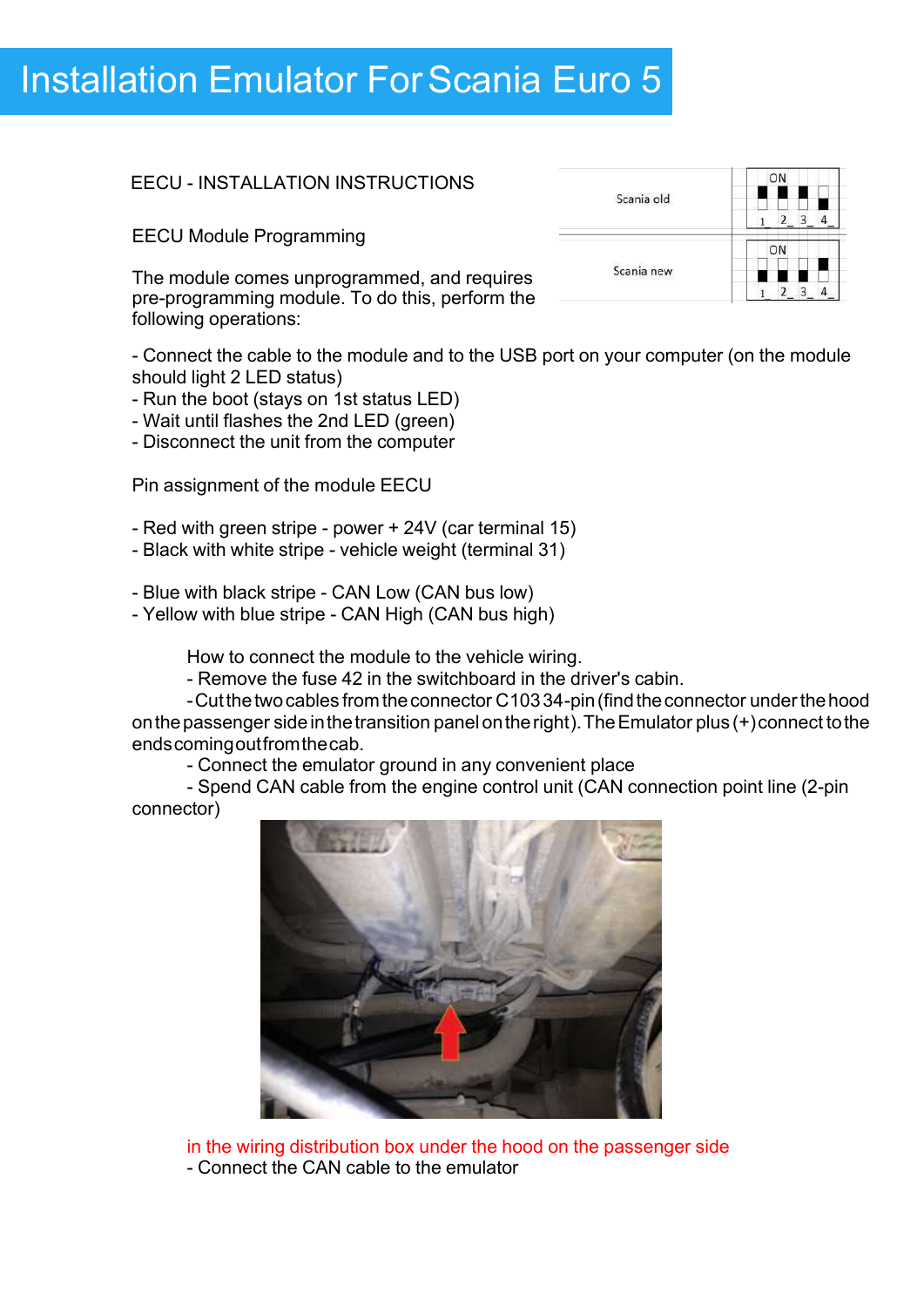# Installation Emulator For Scania Euro 5

EECU - INSTALLATION INSTRUCTIONS

EECU Module Programming

The module comes unprogrammed, and requires pre-programming module. To do this, perform the following operations:

| | |
|---|---|
| Scania old | ON 1 2 3 4 |
| Scania new | ON 1 2 3 4 |

- Connect the cable to the module and to the USB port on your computer (on the module should light 2 LED status)
- Run the boot (stays on 1st status LED)
- Wait until flashes the 2nd LED (green)
- Disconnect the unit from the computer

Pin assignment of the module EECU

- Red with green stripe - power + 24V (car terminal 15)
- Black with white stripe - vehicle weight (terminal 31)

- Blue with black stripe - CAN Low (CAN bus low)
- Yellow with blue stripe - CAN High (CAN bus high)

How to connect the module to the vehicle wiring.
- Remove the fuse 42 in the switchboard in the driver's cabin.
- Cut the two cables from the connector C103 34-pin (find the connector under the hood on the passenger side in the transition panel on the right). The Emulator plus (+) connect to the ends coming out from the cab.
- Connect the emulator ground in any convenient place
- Spend CAN cable from the engine control unit (CAN connection point line (2-pin connector)

in the wiring distribution box under the hood on the passenger side
- Connect the CAN cable to the emulator